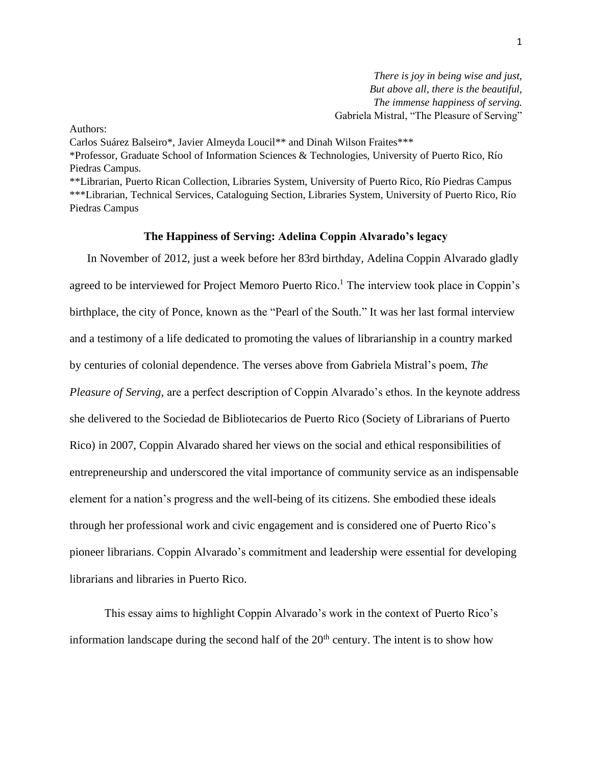*There is joy in being wise and just,*
*But above all, there is the beautiful,*
*The immense happiness of serving.*
Gabriela Mistral, "The Pleasure of Serving"

Authors:
Carlos Suárez Balseiro*, Javier Almeyda Loucil** and Dinah Wilson Fraites***
*Professor, Graduate School of Information Sciences & Technologies, University of Puerto Rico, Río Piedras Campus.
**Librarian, Puerto Rican Collection, Libraries System, University of Puerto Rico, Río Piedras Campus
***Librarian, Technical Services, Cataloguing Section, Libraries System, University of Puerto Rico, Río Piedras Campus

## The Happiness of Serving: Adelina Coppin Alvarado's legacy

In November of 2012, just a week before her 83rd birthday, Adelina Coppin Alvarado gladly agreed to be interviewed for Project Memoro Puerto Rico.[1] The interview took place in Coppin's birthplace, the city of Ponce, known as the "Pearl of the South." It was her last formal interview and a testimony of a life dedicated to promoting the values of librarianship in a country marked by centuries of colonial dependence. The verses above from Gabriela Mistral's poem, *The Pleasure of Serving*, are a perfect description of Coppin Alvarado's ethos. In the keynote address she delivered to the Sociedad de Bibliotecarios de Puerto Rico (Society of Librarians of Puerto Rico) in 2007, Coppin Alvarado shared her views on the social and ethical responsibilities of entrepreneurship and underscored the vital importance of community service as an indispensable element for a nation's progress and the well-being of its citizens. She embodied these ideals through her professional work and civic engagement and is considered one of Puerto Rico's pioneer librarians. Coppin Alvarado's commitment and leadership were essential for developing librarians and libraries in Puerto Rico.

This essay aims to highlight Coppin Alvarado's work in the context of Puerto Rico's information landscape during the second half of the 20th century. The intent is to show how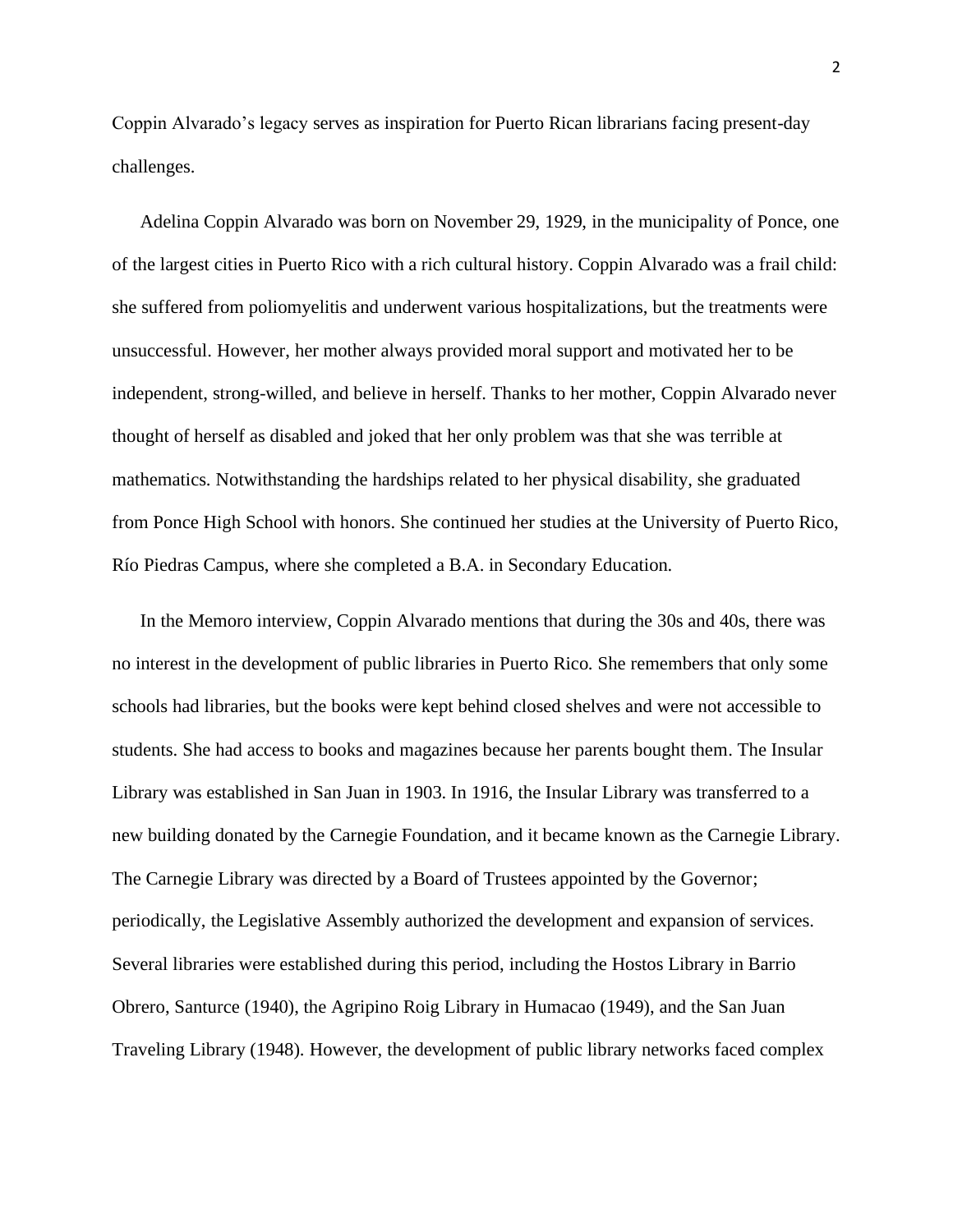Coppin Alvarado's legacy serves as inspiration for Puerto Rican librarians facing present-day challenges.

Adelina Coppin Alvarado was born on November 29, 1929, in the municipality of Ponce, one of the largest cities in Puerto Rico with a rich cultural history. Coppin Alvarado was a frail child: she suffered from poliomyelitis and underwent various hospitalizations, but the treatments were unsuccessful. However, her mother always provided moral support and motivated her to be independent, strong-willed, and believe in herself. Thanks to her mother, Coppin Alvarado never thought of herself as disabled and joked that her only problem was that she was terrible at mathematics. Notwithstanding the hardships related to her physical disability, she graduated from Ponce High School with honors. She continued her studies at the University of Puerto Rico, Río Piedras Campus, where she completed a B.A. in Secondary Education.

In the Memoro interview, Coppin Alvarado mentions that during the 30s and 40s, there was no interest in the development of public libraries in Puerto Rico. She remembers that only some schools had libraries, but the books were kept behind closed shelves and were not accessible to students. She had access to books and magazines because her parents bought them. The Insular Library was established in San Juan in 1903. In 1916, the Insular Library was transferred to a new building donated by the Carnegie Foundation, and it became known as the Carnegie Library. The Carnegie Library was directed by a Board of Trustees appointed by the Governor; periodically, the Legislative Assembly authorized the development and expansion of services. Several libraries were established during this period, including the Hostos Library in Barrio Obrero, Santurce (1940), the Agripino Roig Library in Humacao (1949), and the San Juan Traveling Library (1948). However, the development of public library networks faced complex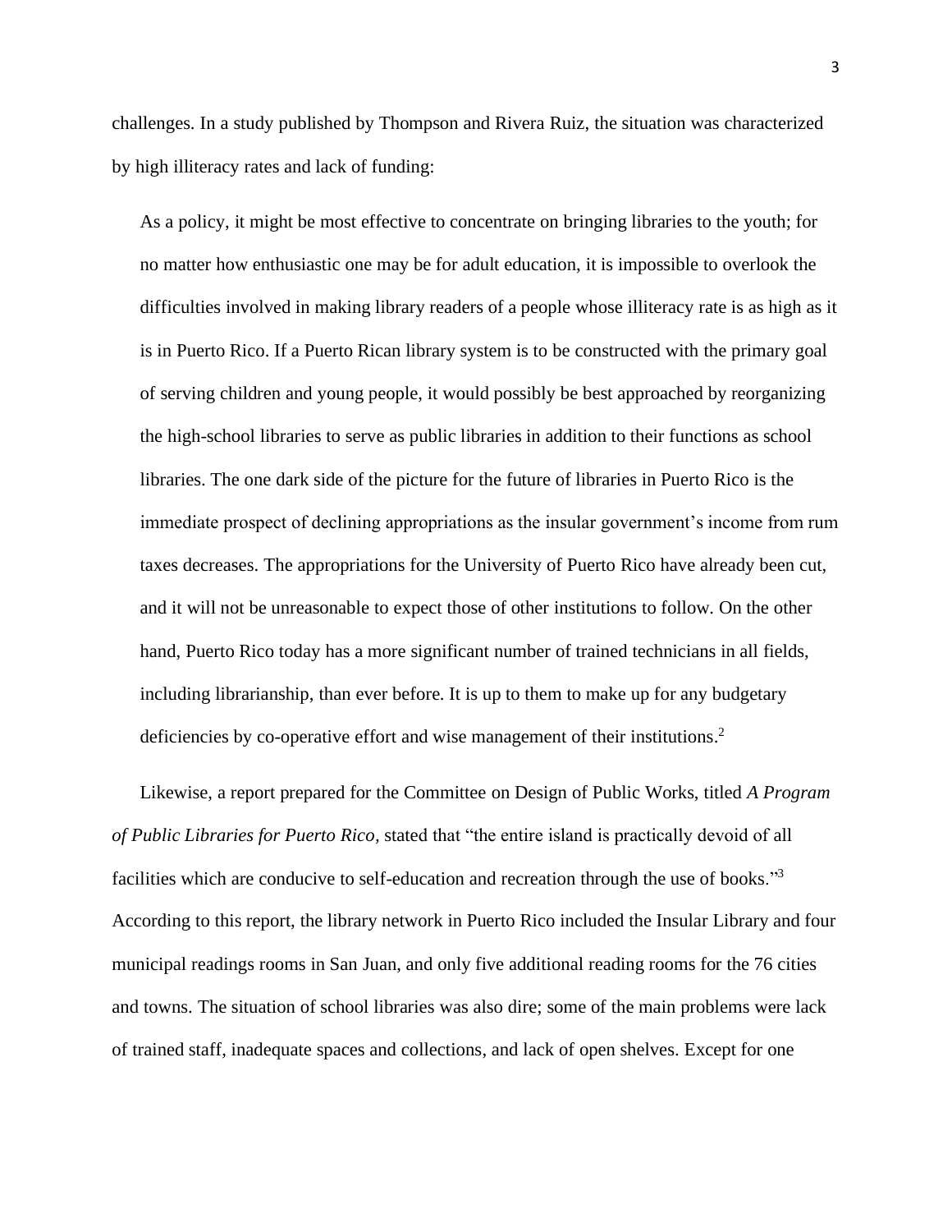challenges. In a study published by Thompson and Rivera Ruiz, the situation was characterized by high illiteracy rates and lack of funding:

> As a policy, it might be most effective to concentrate on bringing libraries to the youth; for no matter how enthusiastic one may be for adult education, it is impossible to overlook the difficulties involved in making library readers of a people whose illiteracy rate is as high as it is in Puerto Rico. If a Puerto Rican library system is to be constructed with the primary goal of serving children and young people, it would possibly be best approached by reorganizing the high-school libraries to serve as public libraries in addition to their functions as school libraries. The one dark side of the picture for the future of libraries in Puerto Rico is the immediate prospect of declining appropriations as the insular government's income from rum taxes decreases. The appropriations for the University of Puerto Rico have already been cut, and it will not be unreasonable to expect those of other institutions to follow. On the other hand, Puerto Rico today has a more significant number of trained technicians in all fields, including librarianship, than ever before. It is up to them to make up for any budgetary deficiencies by co-operative effort and wise management of their institutions.[2]

Likewise, a report prepared for the Committee on Design of Public Works, titled *A Program of Public Libraries for Puerto Rico,* stated that "the entire island is practically devoid of all facilities which are conducive to self-education and recreation through the use of books."[3] According to this report, the library network in Puerto Rico included the Insular Library and four municipal readings rooms in San Juan, and only five additional reading rooms for the 76 cities and towns. The situation of school libraries was also dire; some of the main problems were lack of trained staff, inadequate spaces and collections, and lack of open shelves. Except for one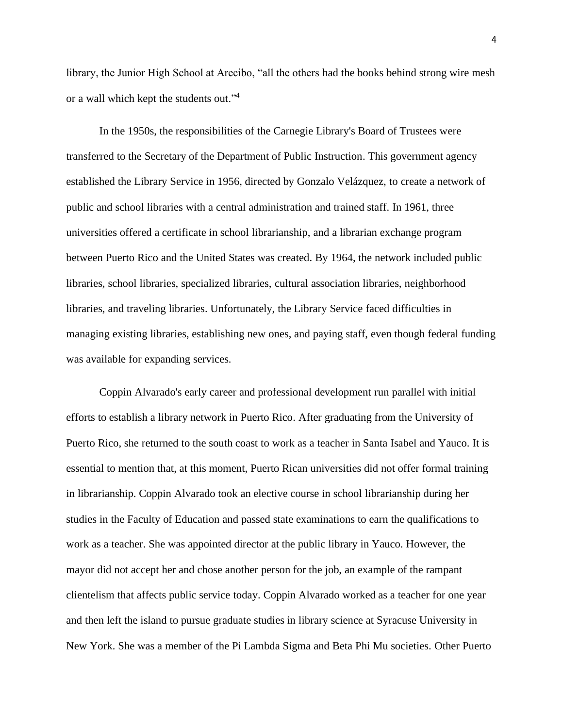library, the Junior High School at Arecibo, “all the others had the books behind strong wire mesh or a wall which kept the students out.”[4]

In the 1950s, the responsibilities of the Carnegie Library's Board of Trustees were transferred to the Secretary of the Department of Public Instruction. This government agency established the Library Service in 1956, directed by Gonzalo Velázquez, to create a network of public and school libraries with a central administration and trained staff. In 1961, three universities offered a certificate in school librarianship, and a librarian exchange program between Puerto Rico and the United States was created. By 1964, the network included public libraries, school libraries, specialized libraries, cultural association libraries, neighborhood libraries, and traveling libraries. Unfortunately, the Library Service faced difficulties in managing existing libraries, establishing new ones, and paying staff, even though federal funding was available for expanding services.

Coppin Alvarado's early career and professional development run parallel with initial efforts to establish a library network in Puerto Rico. After graduating from the University of Puerto Rico, she returned to the south coast to work as a teacher in Santa Isabel and Yauco. It is essential to mention that, at this moment, Puerto Rican universities did not offer formal training in librarianship. Coppin Alvarado took an elective course in school librarianship during her studies in the Faculty of Education and passed state examinations to earn the qualifications to work as a teacher. She was appointed director at the public library in Yauco. However, the mayor did not accept her and chose another person for the job, an example of the rampant clientelism that affects public service today. Coppin Alvarado worked as a teacher for one year and then left the island to pursue graduate studies in library science at Syracuse University in New York. She was a member of the Pi Lambda Sigma and Beta Phi Mu societies. Other Puerto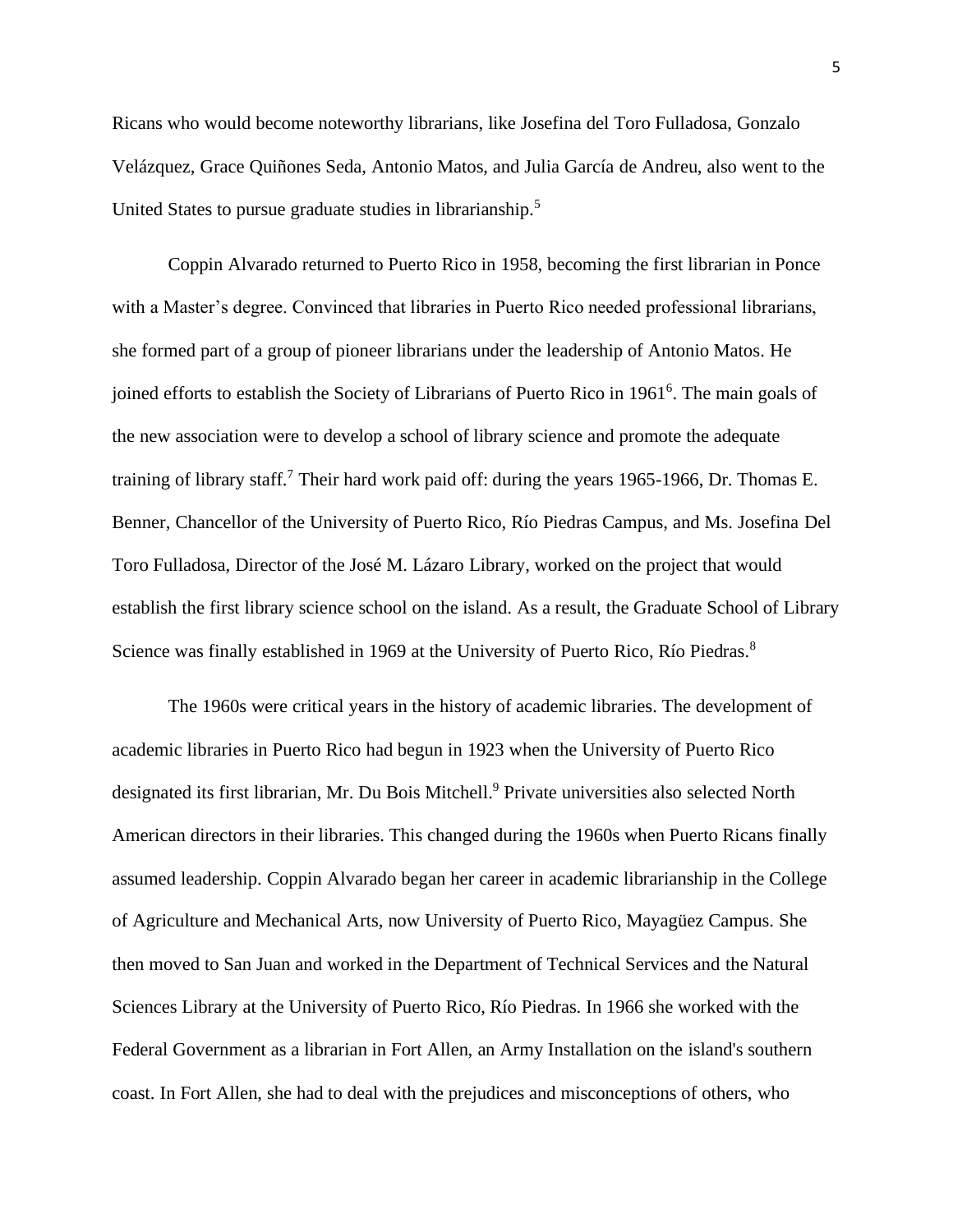Ricans who would become noteworthy librarians, like Josefina del Toro Fulladosa, Gonzalo Velázquez, Grace Quiñones Seda, Antonio Matos, and Julia García de Andreu, also went to the United States to pursue graduate studies in librarianship.[5]

Coppin Alvarado returned to Puerto Rico in 1958, becoming the first librarian in Ponce with a Master's degree. Convinced that libraries in Puerto Rico needed professional librarians, she formed part of a group of pioneer librarians under the leadership of Antonio Matos. He joined efforts to establish the Society of Librarians of Puerto Rico in 1961[6]. The main goals of the new association were to develop a school of library science and promote the adequate training of library staff.[7] Their hard work paid off: during the years 1965-1966, Dr. Thomas E. Benner, Chancellor of the University of Puerto Rico, Río Piedras Campus, and Ms. Josefina Del Toro Fulladosa, Director of the José M. Lázaro Library, worked on the project that would establish the first library science school on the island. As a result, the Graduate School of Library Science was finally established in 1969 at the University of Puerto Rico, Río Piedras.[8]

The 1960s were critical years in the history of academic libraries. The development of academic libraries in Puerto Rico had begun in 1923 when the University of Puerto Rico designated its first librarian, Mr. Du Bois Mitchell.[9] Private universities also selected North American directors in their libraries. This changed during the 1960s when Puerto Ricans finally assumed leadership. Coppin Alvarado began her career in academic librarianship in the College of Agriculture and Mechanical Arts, now University of Puerto Rico, Mayagüez Campus. She then moved to San Juan and worked in the Department of Technical Services and the Natural Sciences Library at the University of Puerto Rico, Río Piedras. In 1966 she worked with the Federal Government as a librarian in Fort Allen, an Army Installation on the island's southern coast. In Fort Allen, she had to deal with the prejudices and misconceptions of others, who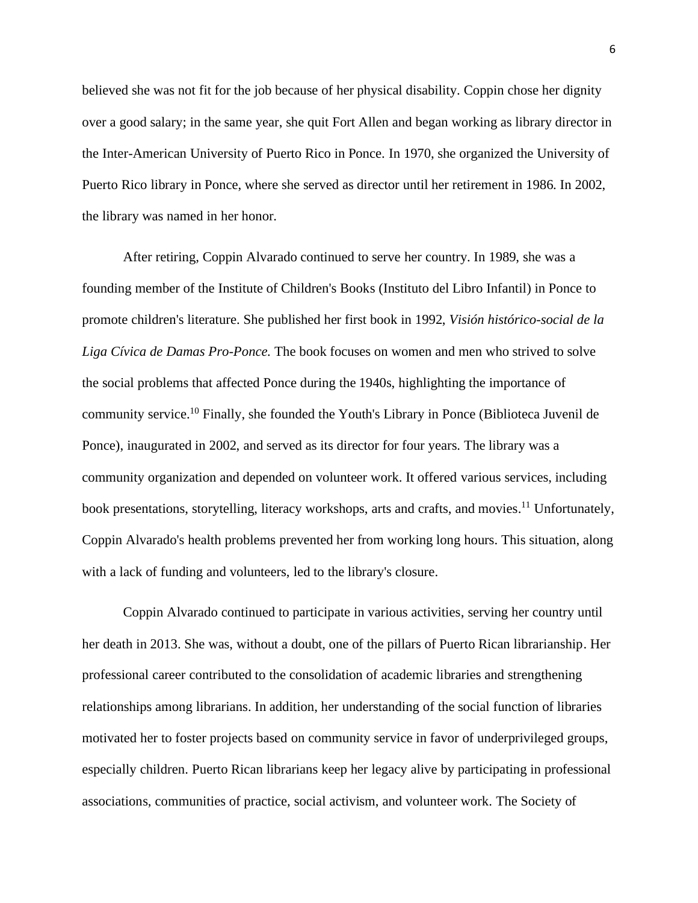believed she was not fit for the job because of her physical disability. Coppin chose her dignity over a good salary; in the same year, she quit Fort Allen and began working as library director in the Inter-American University of Puerto Rico in Ponce. In 1970, she organized the University of Puerto Rico library in Ponce, where she served as director until her retirement in 1986. In 2002, the library was named in her honor.

After retiring, Coppin Alvarado continued to serve her country. In 1989, she was a founding member of the Institute of Children's Books (Instituto del Libro Infantil) in Ponce to promote children's literature. She published her first book in 1992, *Visión histórico-social de la Liga Cívica de Damas Pro-Ponce.* The book focuses on women and men who strived to solve the social problems that affected Ponce during the 1940s, highlighting the importance of community service.[10] Finally, she founded the Youth's Library in Ponce (Biblioteca Juvenil de Ponce), inaugurated in 2002, and served as its director for four years. The library was a community organization and depended on volunteer work. It offered various services, including book presentations, storytelling, literacy workshops, arts and crafts, and movies.[11] Unfortunately, Coppin Alvarado's health problems prevented her from working long hours. This situation, along with a lack of funding and volunteers, led to the library's closure.

Coppin Alvarado continued to participate in various activities, serving her country until her death in 2013. She was, without a doubt, one of the pillars of Puerto Rican librarianship. Her professional career contributed to the consolidation of academic libraries and strengthening relationships among librarians. In addition, her understanding of the social function of libraries motivated her to foster projects based on community service in favor of underprivileged groups, especially children. Puerto Rican librarians keep her legacy alive by participating in professional associations, communities of practice, social activism, and volunteer work. The Society of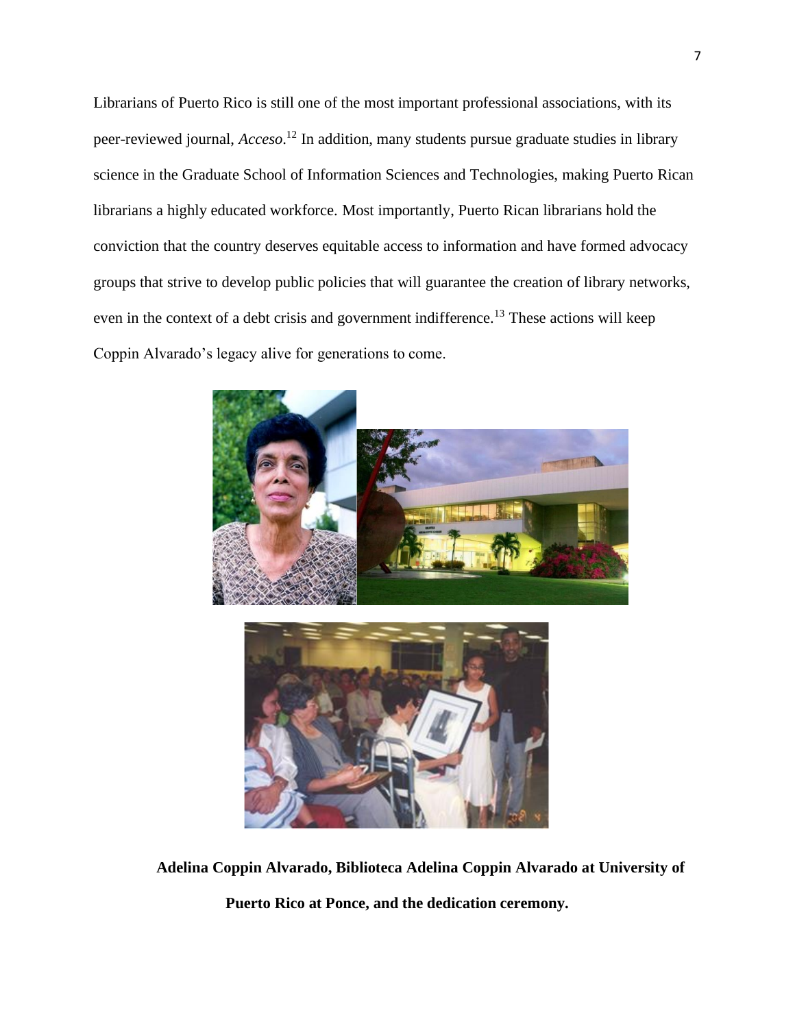Librarians of Puerto Rico is still one of the most important professional associations, with its peer-reviewed journal, *Acceso*.[12] In addition, many students pursue graduate studies in library science in the Graduate School of Information Sciences and Technologies, making Puerto Rican librarians a highly educated workforce. Most importantly, Puerto Rican librarians hold the conviction that the country deserves equitable access to information and have formed advocacy groups that strive to develop public policies that will guarantee the creation of library networks, even in the context of a debt crisis and government indifference.[13] These actions will keep Coppin Alvarado's legacy alive for generations to come.

**Adelina Coppin Alvarado, Biblioteca Adelina Coppin Alvarado at University of Puerto Rico at Ponce, and the dedication ceremony.**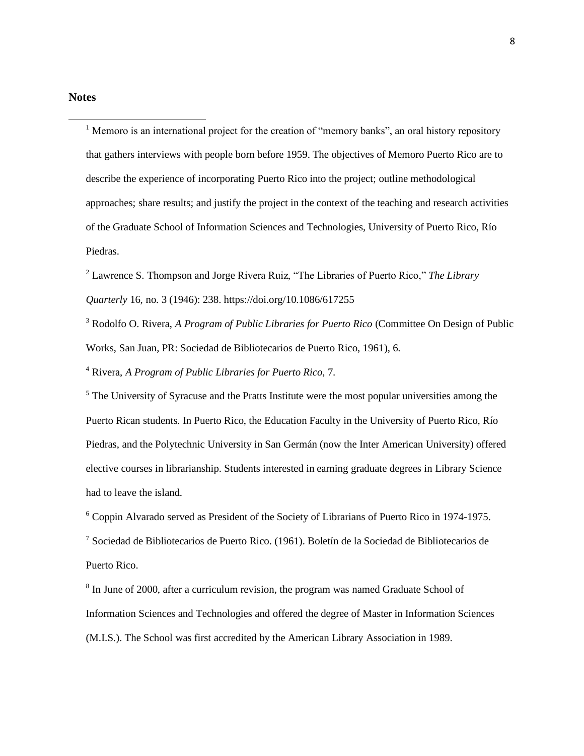**Notes**

[1] Memoro is an international project for the creation of "memory banks", an oral history repository that gathers interviews with people born before 1959. The objectives of Memoro Puerto Rico are to describe the experience of incorporating Puerto Rico into the project; outline methodological approaches; share results; and justify the project in the context of the teaching and research activities of the Graduate School of Information Sciences and Technologies, University of Puerto Rico, Río Piedras.

[2] Lawrence S. Thompson and Jorge Rivera Ruiz, "The Libraries of Puerto Rico," *The Library Quarterly* 16, no. 3 (1946): 238. https://doi.org/10.1086/617255

[3] Rodolfo O. Rivera, *A Program of Public Libraries for Puerto Rico* (Committee On Design of Public Works, San Juan, PR: Sociedad de Bibliotecarios de Puerto Rico, 1961), 6.

[4] Rivera, *A Program of Public Libraries for Puerto Rico*, 7.

[5] The University of Syracuse and the Pratts Institute were the most popular universities among the Puerto Rican students. In Puerto Rico, the Education Faculty in the University of Puerto Rico, Río Piedras, and the Polytechnic University in San Germán (now the Inter American University) offered elective courses in librarianship. Students interested in earning graduate degrees in Library Science had to leave the island.

[6] Coppin Alvarado served as President of the Society of Librarians of Puerto Rico in 1974-1975.

[7] Sociedad de Bibliotecarios de Puerto Rico. (1961). Boletín de la Sociedad de Bibliotecarios de Puerto Rico.

[8] In June of 2000, after a curriculum revision, the program was named Graduate School of Information Sciences and Technologies and offered the degree of Master in Information Sciences (M.I.S.). The School was first accredited by the American Library Association in 1989.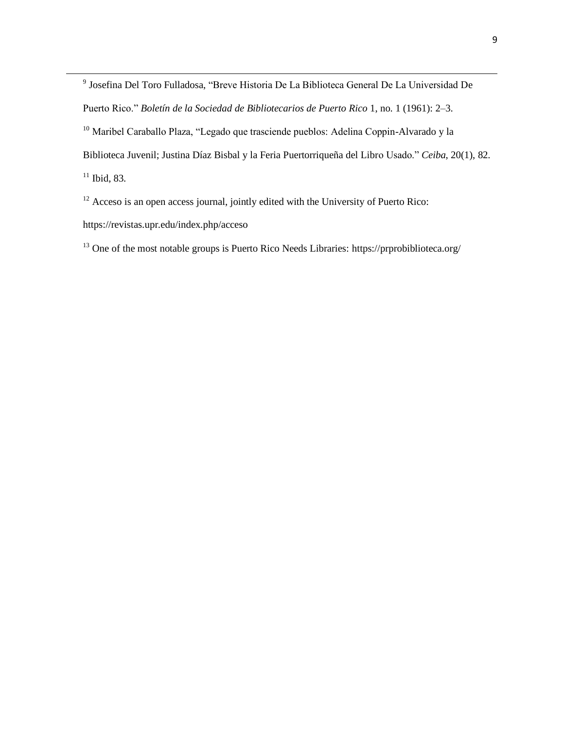[9] Josefina Del Toro Fulladosa, "Breve Historia De La Biblioteca General De La Universidad De Puerto Rico." *Boletín de la Sociedad de Bibliotecarios de Puerto Rico* 1, no. 1 (1961): 2–3.

[10] Maribel Caraballo Plaza, "Legado que trasciende pueblos: Adelina Coppin-Alvarado y la Biblioteca Juvenil; Justina Díaz Bisbal y la Feria Puertorriqueña del Libro Usado." *Ceiba*, 20(1), 82.

[11] Ibid, 83.

[12] Acceso is an open access journal, jointly edited with the University of Puerto Rico: https://revistas.upr.edu/index.php/acceso

[13] One of the most notable groups is Puerto Rico Needs Libraries: https://prprobiblioteca.org/